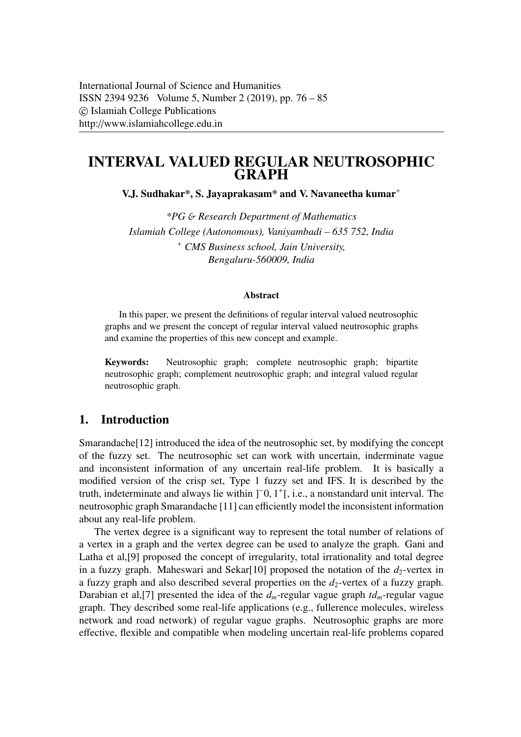International Journal of Science and Humanities
ISSN 2394 9236 Volume 5, Number 2 (2019), pp. 76 – 85
© Islamiah College Publications
http://www.islamiahcollege.edu.in

# INTERVAL VALUED REGULAR NEUTROSOPHIC GRAPH

**V.J. Sudhakar\*, S. Jayaprakasam\* and V. Navaneetha kumar[+]**

*\*PG & Research Department of Mathematics*
*Islamiah College (Autonomous), Vaniyambadi – 635 752, India*
*[+] CMS Business school, Jain University,*
*Bengaluru-560009, India*

#### Abstract

In this paper, we present the definitions of regular interval valued neutrosophic graphs and we present the concept of regular interval valued neutrosophic graphs and examine the properties of this new concept and example.

**Keywords:** Neutrosophic graph; complete neutrosophic graph; bipartite neutrosophic graph; complement neutrosophic graph; and integral valued regular neutrosophic graph.

## 1. Introduction

Smarandache[12] introduced the idea of the neutrosophic set, by modifying the concept of the fuzzy set. The neutrosophic set can work with uncertain, inderminate vague and inconsistent information of any uncertain real-life problem. It is basically a modified version of the crisp set, Type 1 fuzzy set and IFS. It is described by the truth, indeterminate and always lie within $]^{-}0, 1^{+}[$, i.e., a nonstandard unit interval. The neutrosophic graph Smarandache [11] can efficiently model the inconsistent information about any real-life problem.

The vertex degree is a significant way to represent the total number of relations of a vertex in a graph and the vertex degree can be used to analyze the graph. Gani and Latha et al,[9] proposed the concept of irregularity, total irrationality and total degree in a fuzzy graph. Maheswari and Sekar[10] proposed the notation of the $d_2$-vertex in a fuzzy graph and also described several properties on the $d_2$-vertex of a fuzzy graph. Darabian et al,[7] presented the idea of the $d_m$-regular vague graph $td_m$-regular vague graph. They described some real-life applications (e.g., fullerence molecules, wireless network and road network) of regular vague graphs. Neutrosophic graphs are more effective, flexible and compatible when modeling uncertain real-life problems copared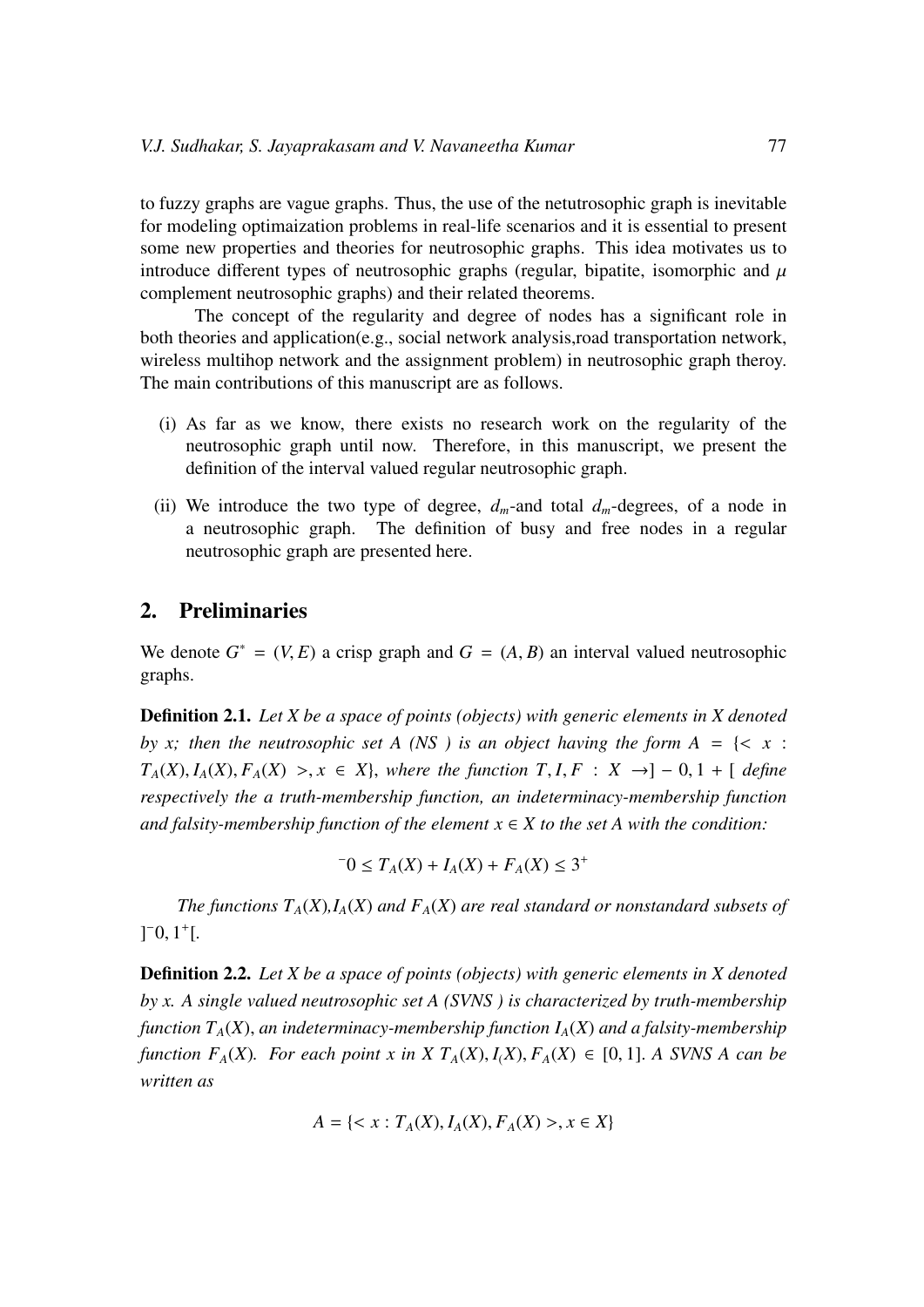to fuzzy graphs are vague graphs. Thus, the use of the netutrosophic graph is inevitable for modeling optimaization problems in real-life scenarios and it is essential to present some new properties and theories for neutrosophic graphs. This idea motivates us to introduce different types of neutrosophic graphs (regular, bipatite, isomorphic and $\mu$ complement neutrosophic graphs) and their related theorems.

The concept of the regularity and degree of nodes has a significant role in both theories and application(e.g., social network analysis,road transportation network, wireless multihop network and the assignment problem) in neutrosophic graph theroy. The main contributions of this manuscript are as follows.

(i) As far as we know, there exists no research work on the regularity of the neutrosophic graph until now. Therefore, in this manuscript, we present the definition of the interval valued regular neutrosophic graph.

(ii) We introduce the two type of degree, $d_m$-and total $d_m$-degrees, of a node in a neutrosophic graph. The definition of busy and free nodes in a regular neutrosophic graph are presented here.

## 2. Preliminaries

We denote $G^* = (V, E)$ a crisp graph and $G = (A, B)$ an interval valued neutrosophic graphs.

**Definition 2.1.** *Let X be a space of points (objects) with generic elements in X denoted by x; then the neutrosophic set A (NS ) is an object having the form* $A = \{< x : T_A(X), I_A(X), F_A(X) >, x \in X\}$, *where the function* $T, I, F : X \to ]-0, 1+[$ *define respectively the a truth-membership function, an indeterminacy-membership function and falsity-membership function of the element* $x \in X$ *to the set A with the condition:*

$$^{-}0 \leq T_A(X) + I_A(X) + F_A(X) \leq 3^{+}$$

*The functions* $T_A(X)$,$I_A(X)$ *and* $F_A(X)$ *are real standard or nonstandard subsets of* $]^{-}0, 1^{+}[$.

**Definition 2.2.** *Let X be a space of points (objects) with generic elements in X denoted by x. A single valued neutrosophic set A (SVNS ) is characterized by truth-membership function* $T_A(X)$, *an indeterminacy-membership function* $I_A(X)$ *and a falsity-membership function* $F_A(X)$. *For each point x in X* $T_A(X), I_(X), F_A(X) \in [0, 1]$. *A SVNS A can be written as*

$$A = \{< x : T_A(X), I_A(X), F_A(X) >, x \in X\}$$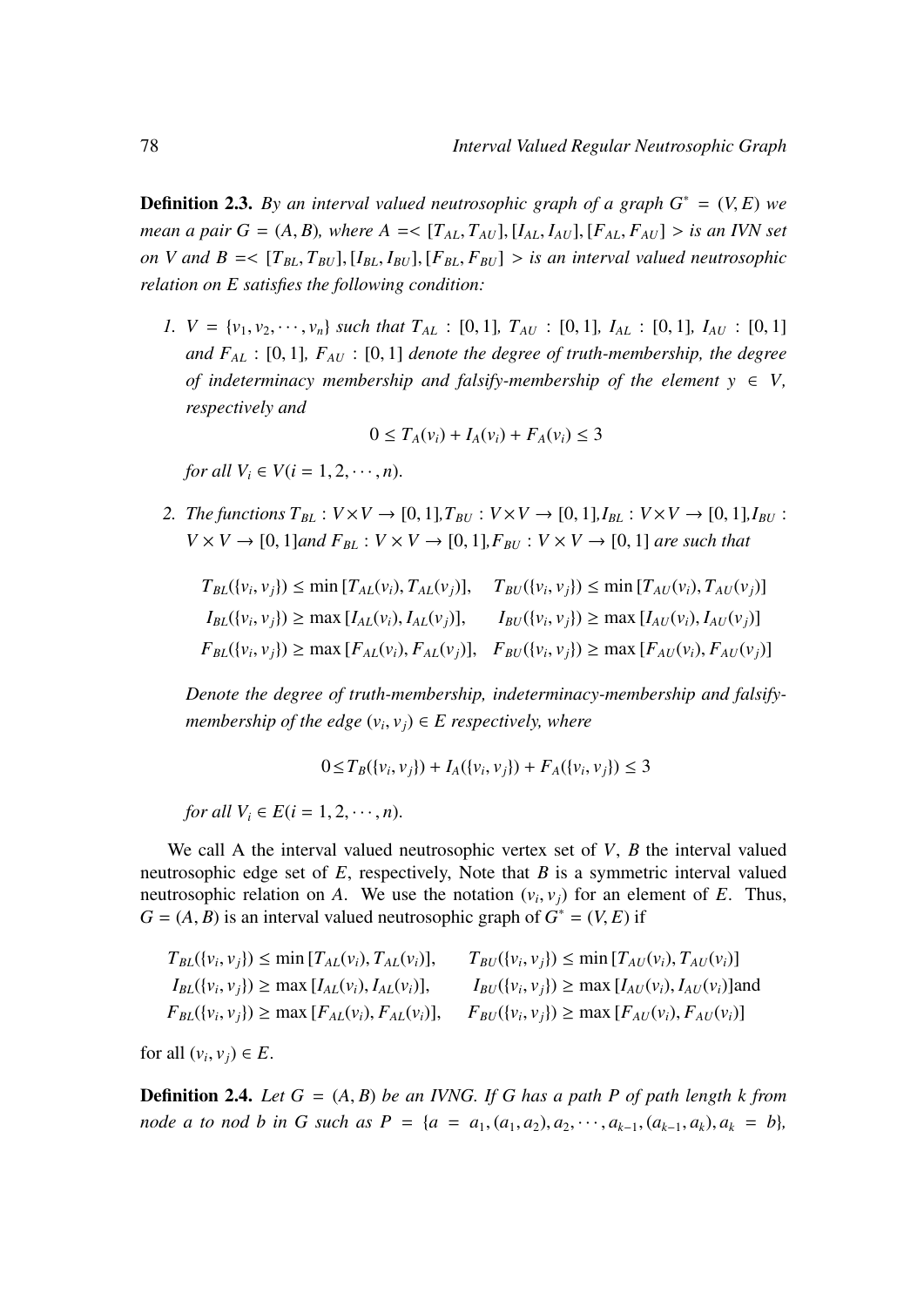**Definition 2.3.** *By an interval valued neutrosophic graph of a graph $G^* = (V, E)$ we mean a pair $G = (A, B)$, where $A =< [T_{AL}, T_{AU}], [I_{AL}, I_{AU}], [F_{AL}, F_{AU}] >$ is an IVN set on $V$ and $B =< [T_{BL}, T_{BU}], [I_{BL}, I_{BU}], [F_{BL}, F_{BU}] >$ is an interval valued neutrosophic relation on $E$ satisfies the following condition:*

1. *$V = \{v_1, v_2, \cdots, v_n\}$ such that $T_{AL} : [0, 1]$, $T_{AU} : [0, 1]$, $I_{AL} : [0, 1]$, $I_{AU} : [0, 1]$ and $F_{AL} : [0, 1]$, $F_{AU} : [0, 1]$ denote the degree of truth-membership, the degree of indeterminacy membership and falsify-membership of the element $y \in V$, respectively and*

$$0 \leq T_A(v_i) + I_A(v_i) + F_A(v_i) \leq 3$$

   *for all $V_i \in V(i = 1, 2, \cdots, n)$.*

2. *The functions $T_{BL} : V \times V \to [0, 1]$,$T_{BU} : V \times V \to [0, 1]$,$I_{BL} : V \times V \to [0, 1]$,$I_{BU} : V \times V \to [0, 1]$and $F_{BL} : V \times V \to [0, 1]$,$F_{BU} : V \times V \to [0, 1]$ are such that*

$$T_{BL}(\{v_i, v_j\}) \leq \min [T_{AL}(v_i), T_{AL}(v_j)], \quad T_{BU}(\{v_i, v_j\}) \leq \min [T_{AU}(v_i), T_{AU}(v_j)]$$
$$I_{BL}(\{v_i, v_j\}) \geq \max [I_{AL}(v_i), I_{AL}(v_j)], \quad I_{BU}(\{v_i, v_j\}) \geq \max [I_{AU}(v_i), I_{AU}(v_j)]$$
$$F_{BL}(\{v_i, v_j\}) \geq \max [F_{AL}(v_i), F_{AL}(v_j)], \quad F_{BU}(\{v_i, v_j\}) \geq \max [F_{AU}(v_i), F_{AU}(v_j)]$$

   *Denote the degree of truth-membership, indeterminacy-membership and falsify-membership of the edge $(v_i, v_j) \in E$ respectively, where*

$$0 \leq T_B(\{v_i, v_j\}) + I_A(\{v_i, v_j\}) + F_A(\{v_i, v_j\}) \leq 3$$

   *for all $V_i \in E(i = 1, 2, \cdots, n)$.*

We call A the interval valued neutrosophic vertex set of $V$, $B$ the interval valued neutrosophic edge set of $E$, respectively, Note that $B$ is a symmetric interval valued neutrosophic relation on $A$. We use the notation $(v_i, v_j)$ for an element of $E$. Thus, $G = (A, B)$ is an interval valued neutrosophic graph of $G^* = (V, E)$ if

$$T_{BL}(\{v_i, v_j\}) \leq \min [T_{AL}(v_i), T_{AL}(v_i)], \quad T_{BU}(\{v_i, v_j\}) \leq \min [T_{AU}(v_i), T_{AU}(v_i)]$$
$$I_{BL}(\{v_i, v_j\}) \geq \max [I_{AL}(v_i), I_{AL}(v_i)], \quad I_{BU}(\{v_i, v_j\}) \geq \max [I_{AU}(v_i), I_{AU}(v_i)] \text{and}$$
$$F_{BL}(\{v_i, v_j\}) \geq \max [F_{AL}(v_i), F_{AL}(v_i)], \quad F_{BU}(\{v_i, v_j\}) \geq \max [F_{AU}(v_i), F_{AU}(v_i)]$$

for all $(v_i, v_j) \in E$.

**Definition 2.4.** *Let $G = (A, B)$ be an IVNG. If G has a path P of path length k from node a to nod b in G such as $P = \{a = a_1, (a_1, a_2), a_2, \cdots, a_{k-1}, (a_{k-1}, a_k), a_k = b\}$,*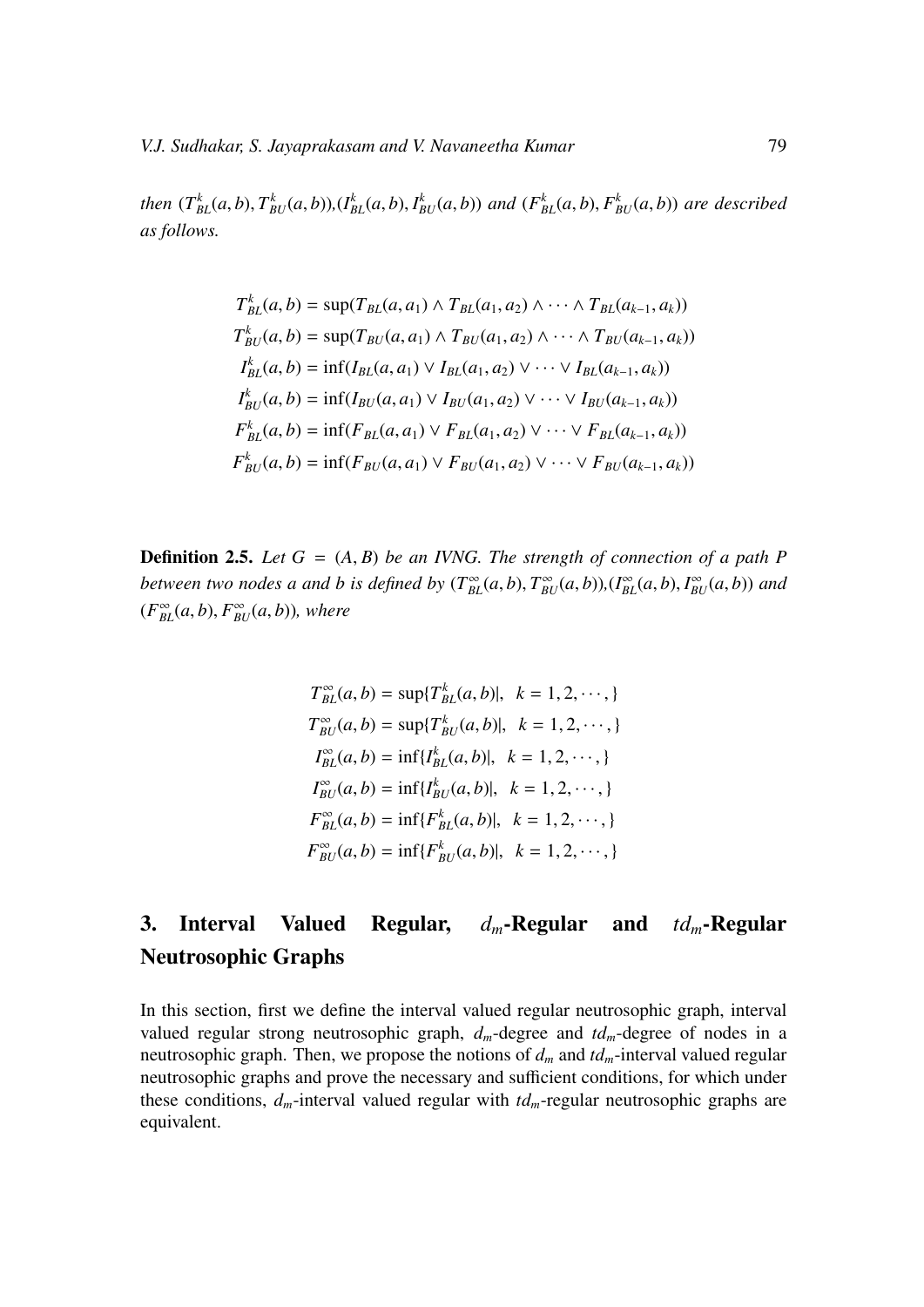*then* $(T^k_{BL}(a,b), T^k_{BU}(a,b))$,$(I^k_{BL}(a,b), I^k_{BU}(a,b))$ *and* $(F^k_{BL}(a,b), F^k_{BU}(a,b))$ *are described as follows.*

$$
\begin{aligned}
T^k_{BL}(a,b) &= \sup(T_{BL}(a,a_1) \wedge T_{BL}(a_1,a_2) \wedge \cdots \wedge T_{BL}(a_{k-1},a_k)) \\
T^k_{BU}(a,b) &= \sup(T_{BU}(a,a_1) \wedge T_{BU}(a_1,a_2) \wedge \cdots \wedge T_{BU}(a_{k-1},a_k)) \\
I^k_{BL}(a,b) &= \inf(I_{BL}(a,a_1) \vee I_{BL}(a_1,a_2) \vee \cdots \vee I_{BL}(a_{k-1},a_k)) \\
I^k_{BU}(a,b) &= \inf(I_{BU}(a,a_1) \vee I_{BU}(a_1,a_2) \vee \cdots \vee I_{BU}(a_{k-1},a_k)) \\
F^k_{BL}(a,b) &= \inf(F_{BL}(a,a_1) \vee F_{BL}(a_1,a_2) \vee \cdots \vee F_{BL}(a_{k-1},a_k)) \\
F^k_{BU}(a,b) &= \inf(F_{BU}(a,a_1) \vee F_{BU}(a_1,a_2) \vee \cdots \vee F_{BU}(a_{k-1},a_k))
\end{aligned}
$$

**Definition 2.5.** *Let $G = (A, B)$ be an IVNG. The strength of connection of a path $P$ between two nodes $a$ and $b$ is defined by $(T^\infty_{BL}(a,b), T^\infty_{BU}(a,b))$,$(I^\infty_{BL}(a,b), I^\infty_{BU}(a,b))$ and $(F^\infty_{BL}(a,b), F^\infty_{BU}(a,b))$, where*

$$
\begin{aligned}
T^\infty_{BL}(a,b) &= \sup\{T^k_{BL}(a,b)|, \ \ k = 1, 2, \cdots, \} \\
T^\infty_{BU}(a,b) &= \sup\{T^k_{BU}(a,b)|, \ \ k = 1, 2, \cdots, \} \\
I^\infty_{BL}(a,b) &= \inf\{I^k_{BL}(a,b)|, \ \ k = 1, 2, \cdots, \} \\
I^\infty_{BU}(a,b) &= \inf\{I^k_{BU}(a,b)|, \ \ k = 1, 2, \cdots, \} \\
F^\infty_{BL}(a,b) &= \inf\{F^k_{BL}(a,b)|, \ \ k = 1, 2, \cdots, \} \\
F^\infty_{BU}(a,b) &= \inf\{F^k_{BU}(a,b)|, \ \ k = 1, 2, \cdots, \}
\end{aligned}
$$

## 3. Interval Valued Regular, $d_m$-Regular and $td_m$-Regular Neutrosophic Graphs

In this section, first we define the interval valued regular neutrosophic graph, interval valued regular strong neutrosophic graph, $d_m$-degree and $td_m$-degree of nodes in a neutrosophic graph. Then, we propose the notions of $d_m$ and $td_m$-interval valued regular neutrosophic graphs and prove the necessary and sufficient conditions, for which under these conditions, $d_m$-interval valued regular with $td_m$-regular neutrosophic graphs are equivalent.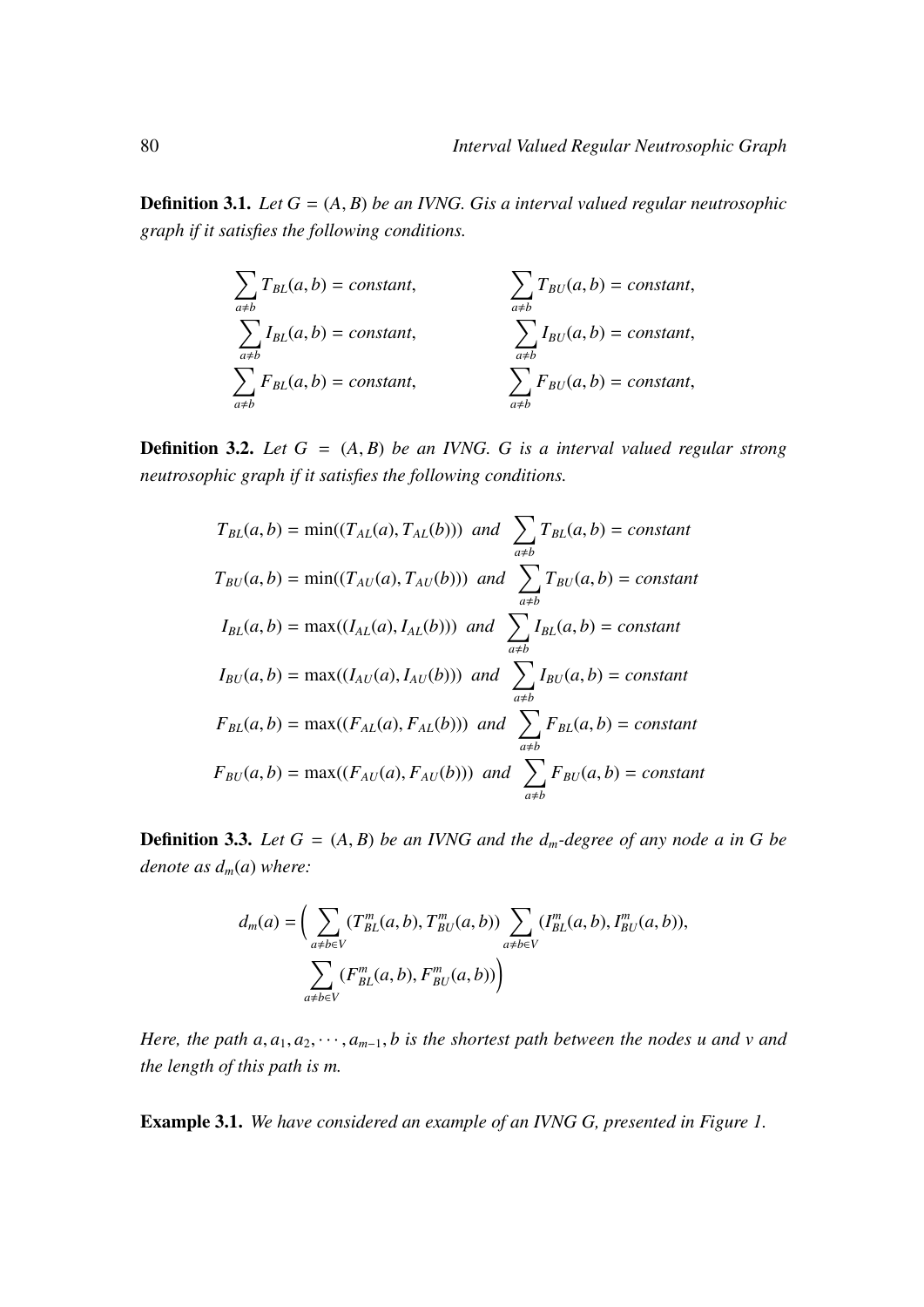**Definition 3.1.** *Let $G = (A, B)$ be an IVNG. Gis a interval valued regular neutrosophic graph if it satisfies the following conditions.*

$$\sum_{a \neq b} T_{BL}(a,b) = constant, \qquad \sum_{a \neq b} T_{BU}(a,b) = constant,$$
$$\sum_{a \neq b} I_{BL}(a,b) = constant, \qquad \sum_{a \neq b} I_{BU}(a,b) = constant,$$
$$\sum_{a \neq b} F_{BL}(a,b) = constant, \qquad \sum_{a \neq b} F_{BU}(a,b) = constant,$$

**Definition 3.2.** *Let $G = (A, B)$ be an IVNG. G is a interval valued regular strong neutrosophic graph if it satisfies the following conditions.*

$$T_{BL}(a,b) = \min((T_{AL}(a), T_{AL}(b))) \ \ and \ \sum_{a \neq b} T_{BL}(a,b) = constant$$
$$T_{BU}(a,b) = \min((T_{AU}(a), T_{AU}(b))) \ \ and \ \sum_{a \neq b} T_{BU}(a,b) = constant$$
$$I_{BL}(a,b) = \max((I_{AL}(a), I_{AL}(b))) \ \ and \ \sum_{a \neq b} I_{BL}(a,b) = constant$$
$$I_{BU}(a,b) = \max((I_{AU}(a), I_{AU}(b))) \ \ and \ \sum_{a \neq b} I_{BU}(a,b) = constant$$
$$F_{BL}(a,b) = \max((F_{AL}(a), F_{AL}(b))) \ \ and \ \sum_{a \neq b} F_{BL}(a,b) = constant$$
$$F_{BU}(a,b) = \max((F_{AU}(a), F_{AU}(b))) \ \ and \ \sum_{a \neq b} F_{BU}(a,b) = constant$$

**Definition 3.3.** *Let $G = (A, B)$ be an IVNG and the $d_m$-degree of any node a in G be denote as $d_m(a)$ where:*

$$d_m(a) = \Big( \sum_{a \neq b \in V} (T^m_{BL}(a,b), T^m_{BU}(a,b)) \sum_{a \neq b \in V} (I^m_{BL}(a,b), I^m_{BU}(a,b)), \sum_{a \neq b \in V} (F^m_{BL}(a,b), F^m_{BU}(a,b)) \Big)$$

*Here, the path $a, a_1, a_2, \cdots, a_{m-1}, b$ is the shortest path between the nodes u and v and the length of this path is m.*

**Example 3.1.** *We have considered an example of an IVNG G, presented in Figure 1.*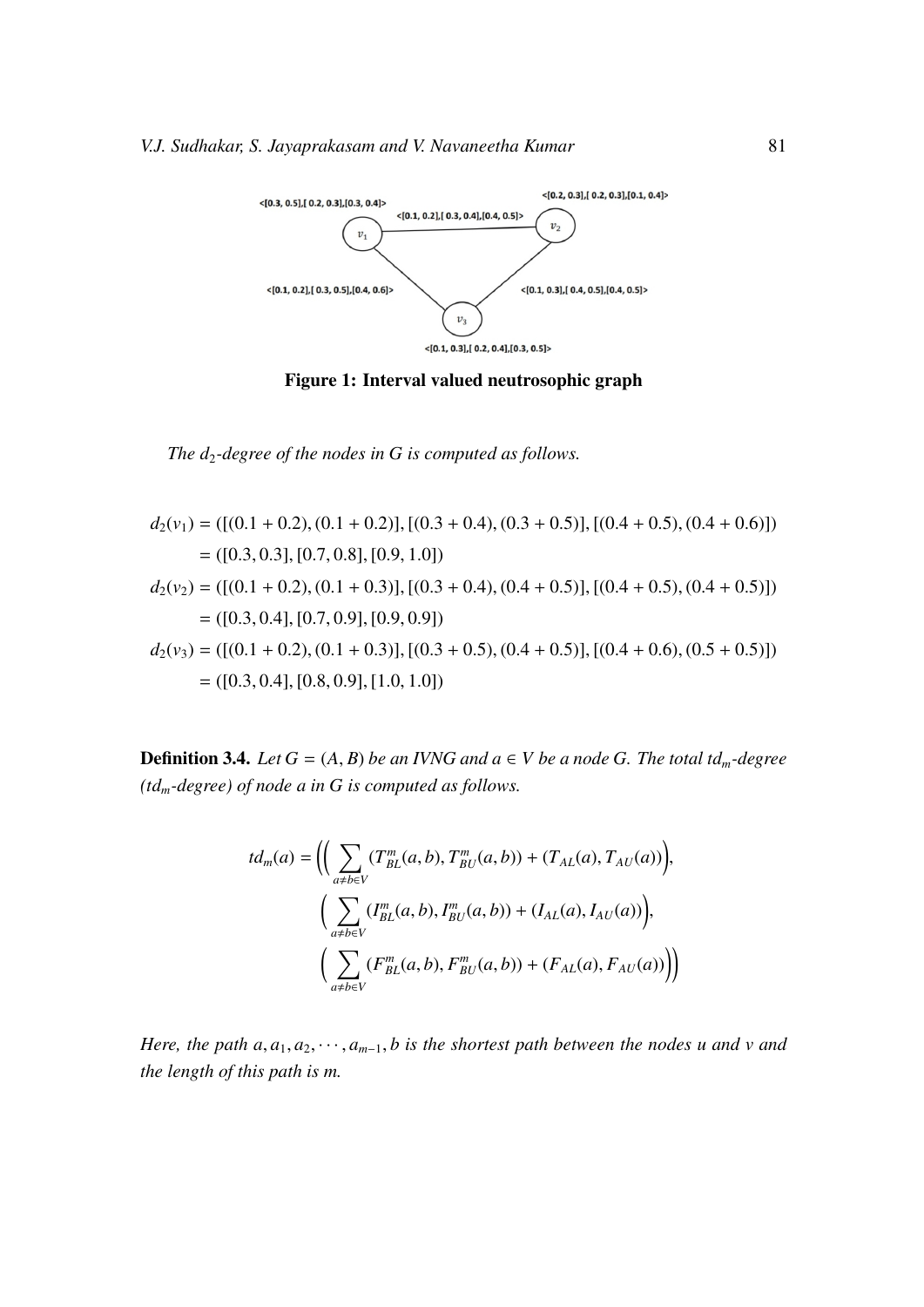Figure 1: Interval valued neutrosophic graph

*The $d_2$-degree of the nodes in G is computed as follows.*

$$
\begin{aligned}
d_2(v_1) &= ([(0.1+0.2),(0.1+0.2)],[(0.3+0.4),(0.3+0.5)],[(0.4+0.5),(0.4+0.6)]) \\
&= ([0.3,0.3],[0.7,0.8],[0.9,1.0]) \\
d_2(v_2) &= ([(0.1+0.2),(0.1+0.3)],[(0.3+0.4),(0.4+0.5)],[(0.4+0.5),(0.4+0.5)]) \\
&= ([0.3,0.4],[0.7,0.9],[0.9,0.9]) \\
d_2(v_3) &= ([(0.1+0.2),(0.1+0.3)],[(0.3+0.5),(0.4+0.5)],[(0.4+0.6),(0.5+0.5)]) \\
&= ([0.3,0.4],[0.8,0.9],[1.0,1.0])
\end{aligned}
$$

**Definition 3.4.** *Let $G = (A, B)$ be an IVNG and $a \in V$ be a node G. The total $td_m$-degree ($td_m$-degree) of node a in G is computed as follows.*

$$
\begin{aligned}
td_m(a) = \Bigg(&\Big(\sum_{a \neq b \in V} (T^m_{BL}(a,b), T^m_{BU}(a,b)) + (T_{AL}(a), T_{AU}(a))\Big), \\
&\Big(\sum_{a \neq b \in V} (I^m_{BL}(a,b), I^m_{BU}(a,b)) + (I_{AL}(a), I_{AU}(a))\Big), \\
&\Big(\sum_{a \neq b \in V} (F^m_{BL}(a,b), F^m_{BU}(a,b)) + (F_{AL}(a), F_{AU}(a))\Big)\Bigg)
\end{aligned}
$$

*Here, the path $a, a_1, a_2, \cdots, a_{m-1}, b$ is the shortest path between the nodes u and v and the length of this path is m.*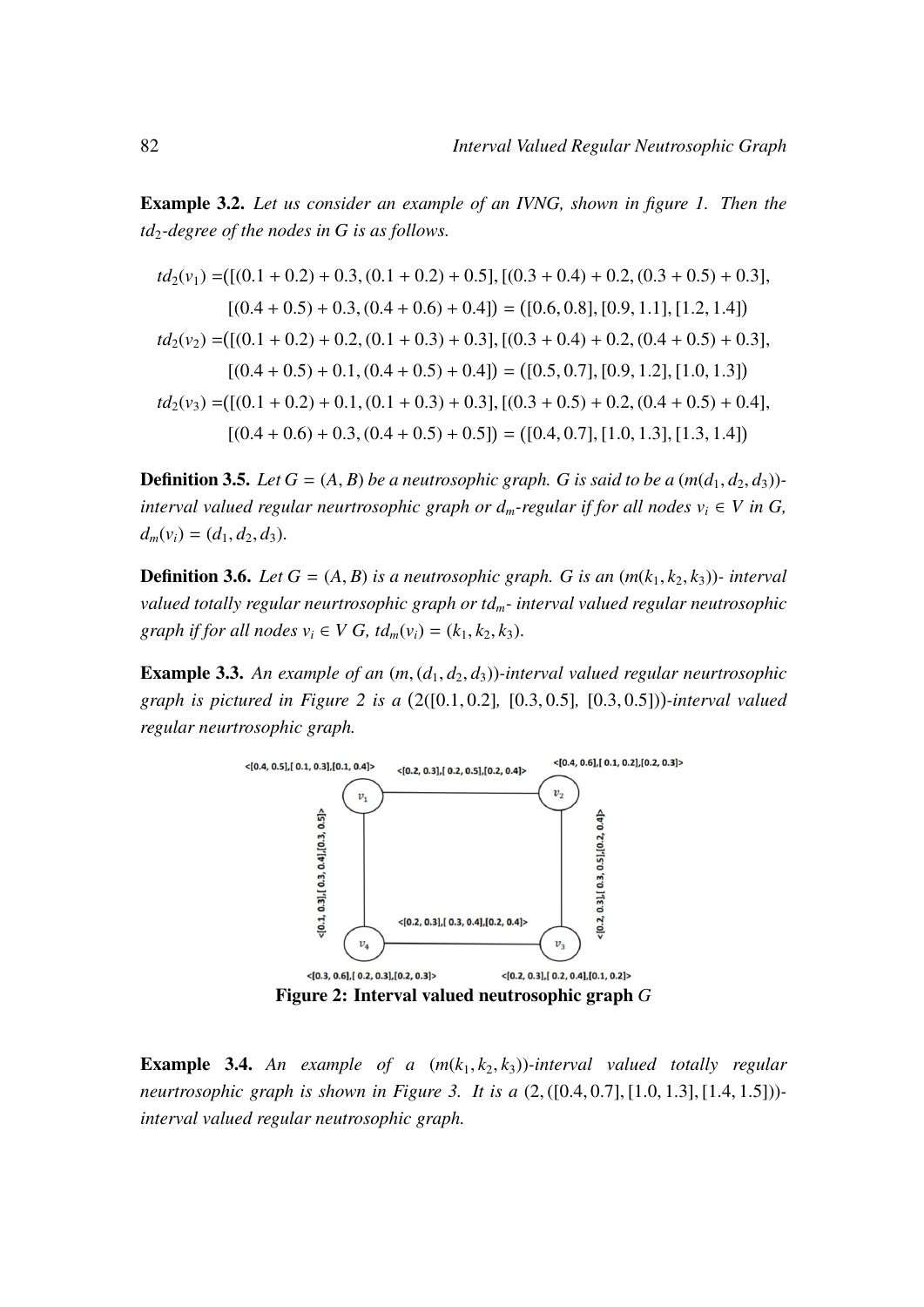**Example 3.2.** *Let us consider an example of an IVNG, shown in figure 1. Then the $td_2$-degree of the nodes in G is as follows.*

$$
\begin{aligned}
td_2(v_1) =&([(0.1 + 0.2) + 0.3, (0.1 + 0.2) + 0.5], [(0.3 + 0.4) + 0.2, (0.3 + 0.5) + 0.3],\\
&[(0.4 + 0.5) + 0.3, (0.4 + 0.6) + 0.4]) = ([0.6, 0.8], [0.9, 1.1], [1.2, 1.4])\\
td_2(v_2) =&([(0.1 + 0.2) + 0.2, (0.1 + 0.3) + 0.3], [(0.3 + 0.4) + 0.2, (0.4 + 0.5) + 0.3],\\
&[(0.4 + 0.5) + 0.1, (0.4 + 0.5) + 0.4]) = ([0.5, 0.7], [0.9, 1.2], [1.0, 1.3])\\
td_2(v_3) =&([(0.1 + 0.2) + 0.1, (0.1 + 0.3) + 0.3], [(0.3 + 0.5) + 0.2, (0.4 + 0.5) + 0.4],\\
&[(0.4 + 0.6) + 0.3, (0.4 + 0.5) + 0.5]) = ([0.4, 0.7], [1.0, 1.3], [1.3, 1.4])
\end{aligned}
$$

**Definition 3.5.** *Let $G = (A, B)$ be a neutrosophic graph. G is said to be a $(m(d_1, d_2, d_3))$-interval valued regular neurtrosophic graph or $d_m$-regular if for all nodes $v_i \in V$ in G, $d_m(v_i) = (d_1, d_2, d_3)$.*

**Definition 3.6.** *Let $G = (A, B)$ is a neutrosophic graph. G is an $(m(k_1, k_2, k_3))$- interval valued totally regular neurtrosophic graph or $td_m$- interval valued regular neutrosophic graph if for all nodes $v_i \in V$ G, $td_m(v_i) = (k_1, k_2, k_3)$.*

**Example 3.3.** *An example of an $(m, (d_1, d_2, d_3))$-interval valued regular neurtrosophic graph is pictured in Figure 2 is a $(2([0.1, 0.2],\ [0.3, 0.5],\ [0.3, 0.5]))$-interval valued regular neurtrosophic graph.*

**Figure 2: Interval valued neutrosophic graph** *G*

**Example 3.4.** *An example of a $(m(k_1, k_2, k_3))$-interval valued totally regular neurtrosophic graph is shown in Figure 3. It is a $(2, ([0.4, 0.7], [1.0, 1.3], [1.4, 1.5]))$-interval valued regular neutrosophic graph.*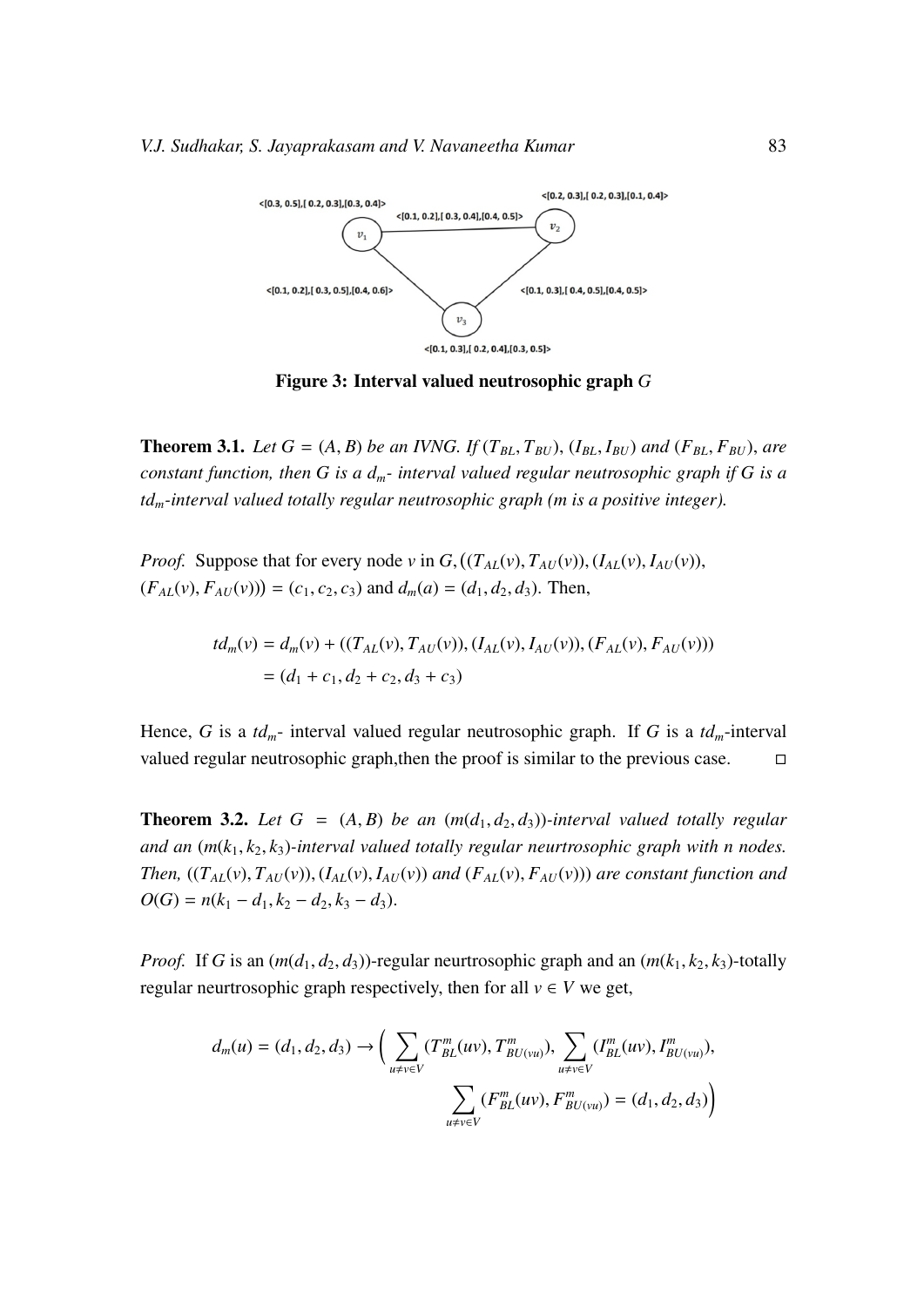Figure 3: **Interval valued neutrosophic graph** $G$

**Theorem 3.1.** *Let $G = (A, B)$ be an IVNG. If $(T_{BL}, T_{BU})$, $(I_{BL}, I_{BU})$ and $(F_{BL}, F_{BU})$, are constant function, then $G$ is a $d_m$- interval valued regular neutrosophic graph if $G$ is a $td_m$-interval valued totally regular neutrosophic graph (m is a positive integer).*

*Proof.* Suppose that for every node $v$ in $G, ((T_{AL}(v), T_{AU}(v)), (I_{AL}(v), I_{AU}(v)),$ $(F_{AL}(v), F_{AU}(v))) = (c_1, c_2, c_3)$ and $d_m(a) = (d_1, d_2, d_3)$. Then,

$$
\begin{aligned}
td_m(v) &= d_m(v) + ((T_{AL}(v), T_{AU}(v)), (I_{AL}(v), I_{AU}(v)), (F_{AL}(v), F_{AU}(v))) \\
&= (d_1 + c_1, d_2 + c_2, d_3 + c_3)
\end{aligned}
$$

Hence, $G$ is a $td_m$- interval valued regular neutrosophic graph. If $G$ is a $td_m$-interval valued regular neutrosophic graph,then the proof is similar to the previous case. □

**Theorem 3.2.** *Let $G = (A, B)$ be an $(m(d_1, d_2, d_3))$-interval valued totally regular and an $(m(k_1, k_2, k_3)$-interval valued totally regular neurtrosophic graph with n nodes. Then, $((T_{AL}(v), T_{AU}(v)), (I_{AL}(v), I_{AU}(v))$ and $(F_{AL}(v), F_{AU}(v)))$ are constant function and $O(G) = n(k_1 - d_1, k_2 - d_2, k_3 - d_3)$.*

*Proof.* If $G$ is an $(m(d_1, d_2, d_3))$-regular neurtrosophic graph and an $(m(k_1, k_2, k_3)$-totally regular neurtrosophic graph respectively, then for all $v \in V$ we get,

$$
d_m(u) = (d_1, d_2, d_3) \rightarrow \Big( \sum_{u \neq v \in V} (T^m_{BL}(uv), T^m_{BU(vu)}), \sum_{u \neq v \in V} (I^m_{BL}(uv), I^m_{BU(vu)}),
\sum_{u \neq v \in V} (F^m_{BL}(uv), F^m_{BU(vu)}) = (d_1, d_2, d_3) \Big)
$$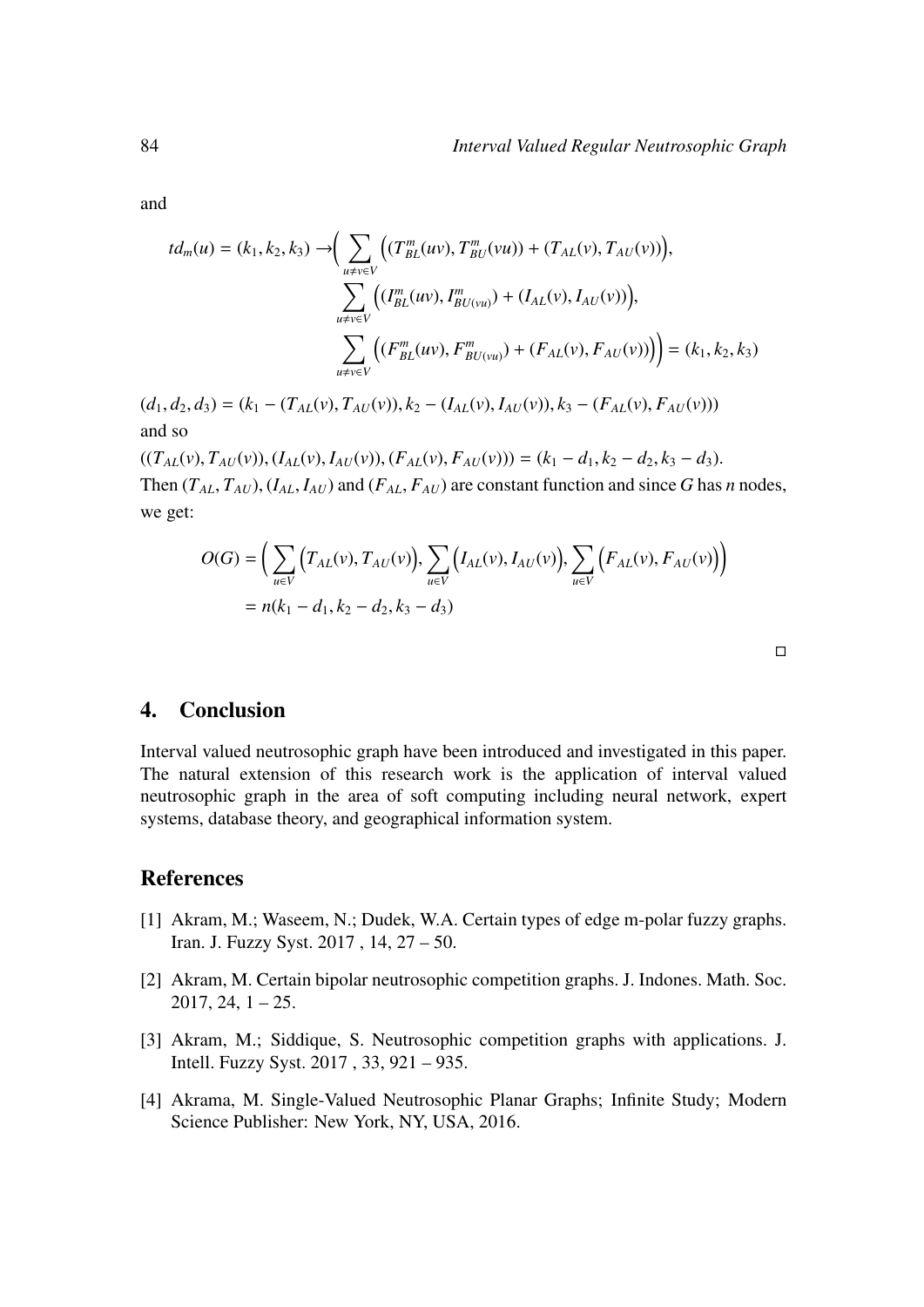and

$$td_m(u) = (k_1, k_2, k_3) \rightarrow \Big( \sum_{u \neq v \in V} \Big( (T^m_{BL}(uv), T^m_{BU}(vu)) + (T_{AL}(v), T_{AU}(v)) \Big),$$
$$\sum_{u \neq v \in V} \Big( (I^m_{BL}(uv), I^m_{BU(vu)}) + (I_{AL}(v), I_{AU}(v)) \Big),$$
$$\sum_{u \neq v \in V} \Big( (F^m_{BL}(uv), F^m_{BU(vu)}) + (F_{AL}(v), F_{AU}(v)) \Big) \Big) = (k_1, k_2, k_3)$$

$(d_1, d_2, d_3) = (k_1 - (T_{AL}(v), T_{AU}(v)), k_2 - (I_{AL}(v), I_{AU}(v)), k_3 - (F_{AL}(v), F_{AU}(v)))$ and so

$((T_{AL}(v), T_{AU}(v)), (I_{AL}(v), I_{AU}(v)), (F_{AL}(v), F_{AU}(v))) = (k_1 - d_1, k_2 - d_2, k_3 - d_3)$.

Then $(T_{AL}, T_{AU})$, $(I_{AL}, I_{AU})$ and $(F_{AL}, F_{AU})$ are constant function and since $G$ has $n$ nodes, we get:

$$O(G) = \Big( \sum_{u \in V} \Big( T_{AL}(v), T_{AU}(v) \Big), \sum_{u \in V} \Big( I_{AL}(v), I_{AU}(v) \Big), \sum_{u \in V} \Big( F_{AL}(v), F_{AU}(v) \Big) \Big)$$
$$= n(k_1 - d_1, k_2 - d_2, k_3 - d_3)$$

□

## 4. Conclusion

Interval valued neutrosophic graph have been introduced and investigated in this paper. The natural extension of this research work is the application of interval valued neutrosophic graph in the area of soft computing including neural network, expert systems, database theory, and geographical information system.

## References

[1] Akram, M.; Waseem, N.; Dudek, W.A. Certain types of edge m-polar fuzzy graphs. Iran. J. Fuzzy Syst. 2017 , 14, 27 – 50.

[2] Akram, M. Certain bipolar neutrosophic competition graphs. J. Indones. Math. Soc. 2017, 24, 1 – 25.

[3] Akram, M.; Siddique, S. Neutrosophic competition graphs with applications. J. Intell. Fuzzy Syst. 2017 , 33, 921 – 935.

[4] Akrama, M. Single-Valued Neutrosophic Planar Graphs; Infinite Study; Modern Science Publisher: New York, NY, USA, 2016.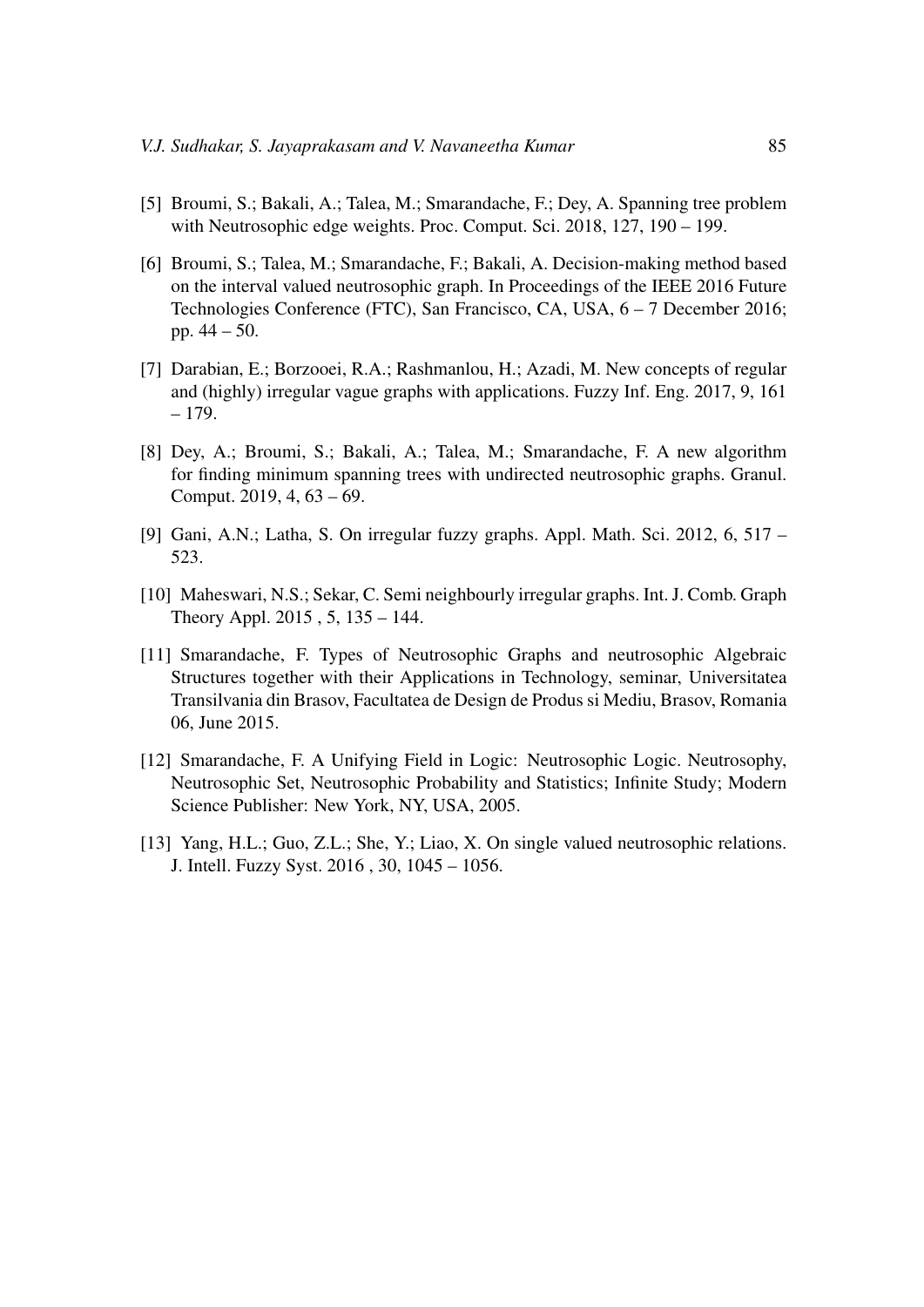[5] Broumi, S.; Bakali, A.; Talea, M.; Smarandache, F.; Dey, A. Spanning tree problem with Neutrosophic edge weights. Proc. Comput. Sci. 2018, 127, 190 – 199.

[6] Broumi, S.; Talea, M.; Smarandache, F.; Bakali, A. Decision-making method based on the interval valued neutrosophic graph. In Proceedings of the IEEE 2016 Future Technologies Conference (FTC), San Francisco, CA, USA, 6 – 7 December 2016; pp. 44 – 50.

[7] Darabian, E.; Borzooei, R.A.; Rashmanlou, H.; Azadi, M. New concepts of regular and (highly) irregular vague graphs with applications. Fuzzy Inf. Eng. 2017, 9, 161 – 179.

[8] Dey, A.; Broumi, S.; Bakali, A.; Talea, M.; Smarandache, F. A new algorithm for finding minimum spanning trees with undirected neutrosophic graphs. Granul. Comput. 2019, 4, 63 – 69.

[9] Gani, A.N.; Latha, S. On irregular fuzzy graphs. Appl. Math. Sci. 2012, 6, 517 – 523.

[10] Maheswari, N.S.; Sekar, C. Semi neighbourly irregular graphs. Int. J. Comb. Graph Theory Appl. 2015 , 5, 135 – 144.

[11] Smarandache, F. Types of Neutrosophic Graphs and neutrosophic Algebraic Structures together with their Applications in Technology, seminar, Universitatea Transilvania din Brasov, Facultatea de Design de Produs si Mediu, Brasov, Romania 06, June 2015.

[12] Smarandache, F. A Unifying Field in Logic: Neutrosophic Logic. Neutrosophy, Neutrosophic Set, Neutrosophic Probability and Statistics; Infinite Study; Modern Science Publisher: New York, NY, USA, 2005.

[13] Yang, H.L.; Guo, Z.L.; She, Y.; Liao, X. On single valued neutrosophic relations. J. Intell. Fuzzy Syst. 2016 , 30, 1045 – 1056.